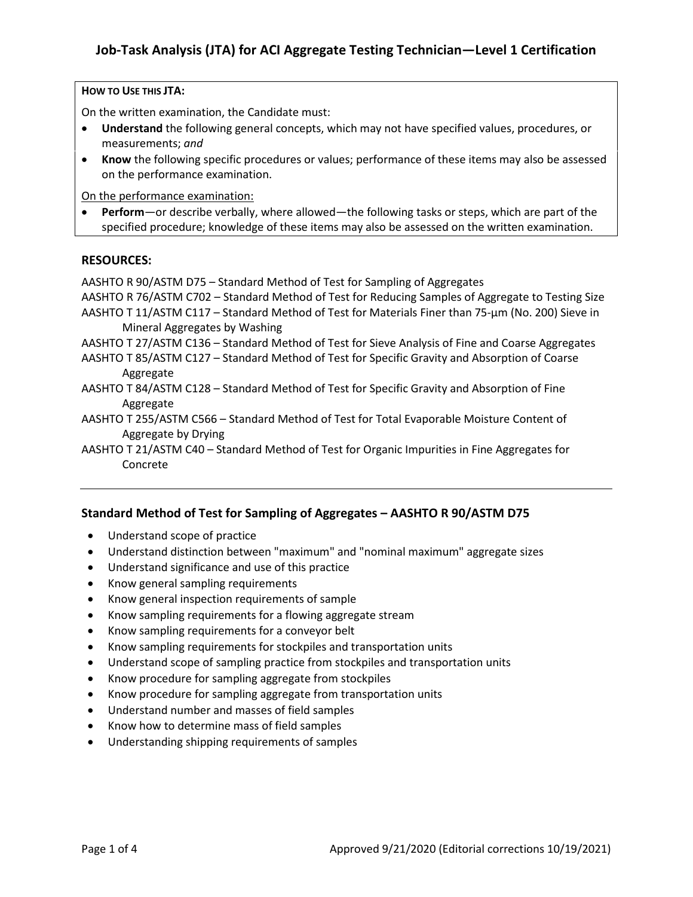# Job-Task Analysis (JTA) for ACI Aggregate Testing Technician—Level 1 Certification

**HOW TO USE THIS JTA:**

On the written examination, the Candidate must:

- **Understand** the following general concepts, which may not have specified values, procedures, or measurements; *and*
- **Know** the following specific procedures or values; performance of these items may also be assessed on the performance examination.

<u>On the performance examination:</u>

- **Perform**—or describe verbally, where allowed—the following tasks or steps, which are part of the specified procedure; knowledge of these items may also be assessed on the written examination.

## RESOURCES:

AASHTO R 90/ASTM D75 – Standard Method of Test for Sampling of Aggregates

AASHTO R 76/ASTM C702 – Standard Method of Test for Reducing Samples of Aggregate to Testing Size

AASHTO T 11/ASTM C117 – Standard Method of Test for Materials Finer than 75-µm (No. 200) Sieve in Mineral Aggregates by Washing

AASHTO T 27/ASTM C136 – Standard Method of Test for Sieve Analysis of Fine and Coarse Aggregates

AASHTO T 85/ASTM C127 – Standard Method of Test for Specific Gravity and Absorption of Coarse Aggregate

AASHTO T 84/ASTM C128 – Standard Method of Test for Specific Gravity and Absorption of Fine Aggregate

AASHTO T 255/ASTM C566 – Standard Method of Test for Total Evaporable Moisture Content of Aggregate by Drying

AASHTO T 21/ASTM C40 – Standard Method of Test for Organic Impurities in Fine Aggregates for Concrete

---

### Standard Method of Test for Sampling of Aggregates – AASHTO R 90/ASTM D75

- Understand scope of practice
- Understand distinction between "maximum" and "nominal maximum" aggregate sizes
- Understand significance and use of this practice
- Know general sampling requirements
- Know general inspection requirements of sample
- Know sampling requirements for a flowing aggregate stream
- Know sampling requirements for a conveyor belt
- Know sampling requirements for stockpiles and transportation units
- Understand scope of sampling practice from stockpiles and transportation units
- Know procedure for sampling aggregate from stockpiles
- Know procedure for sampling aggregate from transportation units
- Understand number and masses of field samples
- Know how to determine mass of field samples
- Understanding shipping requirements of samples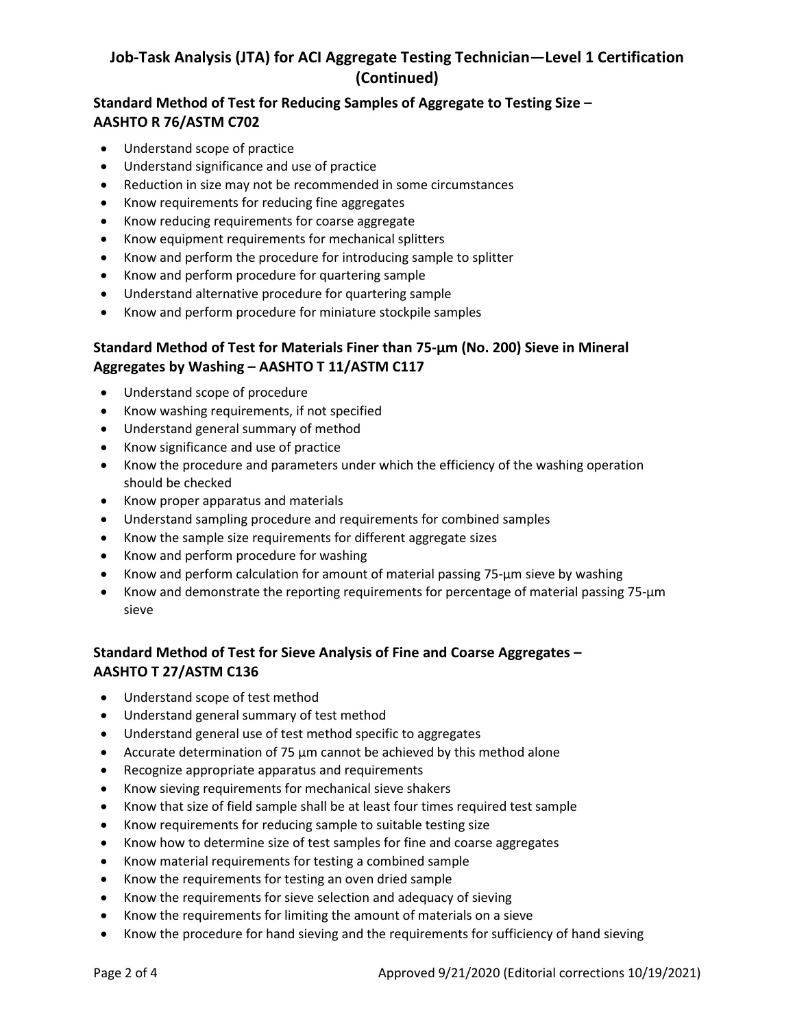# Job-Task Analysis (JTA) for ACI Aggregate Testing Technician—Level 1 Certification (Continued)

## Standard Method of Test for Reducing Samples of Aggregate to Testing Size – AASHTO R 76/ASTM C702

- Understand scope of practice
- Understand significance and use of practice
- Reduction in size may not be recommended in some circumstances
- Know requirements for reducing fine aggregates
- Know reducing requirements for coarse aggregate
- Know equipment requirements for mechanical splitters
- Know and perform the procedure for introducing sample to splitter
- Know and perform procedure for quartering sample
- Understand alternative procedure for quartering sample
- Know and perform procedure for miniature stockpile samples

## Standard Method of Test for Materials Finer than 75-µm (No. 200) Sieve in Mineral Aggregates by Washing – AASHTO T 11/ASTM C117

- Understand scope of procedure
- Know washing requirements, if not specified
- Understand general summary of method
- Know significance and use of practice
- Know the procedure and parameters under which the efficiency of the washing operation should be checked
- Know proper apparatus and materials
- Understand sampling procedure and requirements for combined samples
- Know the sample size requirements for different aggregate sizes
- Know and perform procedure for washing
- Know and perform calculation for amount of material passing 75-µm sieve by washing
- Know and demonstrate the reporting requirements for percentage of material passing 75-µm sieve

## Standard Method of Test for Sieve Analysis of Fine and Coarse Aggregates – AASHTO T 27/ASTM C136

- Understand scope of test method
- Understand general summary of test method
- Understand general use of test method specific to aggregates
- Accurate determination of 75 µm cannot be achieved by this method alone
- Recognize appropriate apparatus and requirements
- Know sieving requirements for mechanical sieve shakers
- Know that size of field sample shall be at least four times required test sample
- Know requirements for reducing sample to suitable testing size
- Know how to determine size of test samples for fine and coarse aggregates
- Know material requirements for testing a combined sample
- Know the requirements for testing an oven dried sample
- Know the requirements for sieve selection and adequacy of sieving
- Know the requirements for limiting the amount of materials on a sieve
- Know the procedure for hand sieving and the requirements for sufficiency of hand sieving

Approved 9/21/2020 (Editorial corrections 10/19/2021)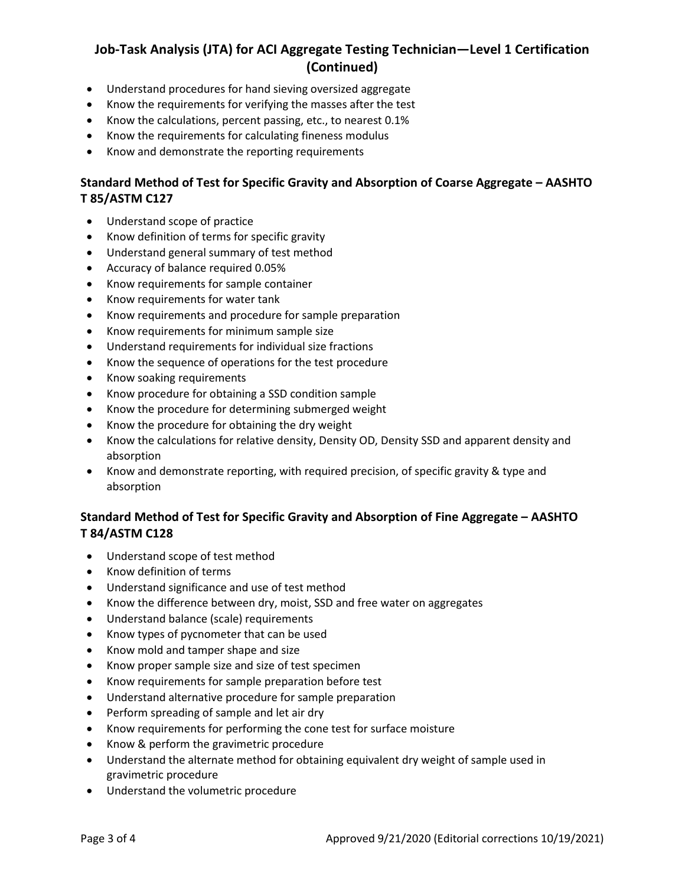- Understand procedures for hand sieving oversized aggregate
- Know the requirements for verifying the masses after the test
- Know the calculations, percent passing, etc., to nearest 0.1%
- Know the requirements for calculating fineness modulus
- Know and demonstrate the reporting requirements

### Standard Method of Test for Specific Gravity and Absorption of Coarse Aggregate – AASHTO T 85/ASTM C127

- Understand scope of practice
- Know definition of terms for specific gravity
- Understand general summary of test method
- Accuracy of balance required 0.05%
- Know requirements for sample container
- Know requirements for water tank
- Know requirements and procedure for sample preparation
- Know requirements for minimum sample size
- Understand requirements for individual size fractions
- Know the sequence of operations for the test procedure
- Know soaking requirements
- Know procedure for obtaining a SSD condition sample
- Know the procedure for determining submerged weight
- Know the procedure for obtaining the dry weight
- Know the calculations for relative density, Density OD, Density SSD and apparent density and absorption
- Know and demonstrate reporting, with required precision, of specific gravity & type and absorption

### Standard Method of Test for Specific Gravity and Absorption of Fine Aggregate – AASHTO T 84/ASTM C128

- Understand scope of test method
- Know definition of terms
- Understand significance and use of test method
- Know the difference between dry, moist, SSD and free water on aggregates
- Understand balance (scale) requirements
- Know types of pycnometer that can be used
- Know mold and tamper shape and size
- Know proper sample size and size of test specimen
- Know requirements for sample preparation before test
- Understand alternative procedure for sample preparation
- Perform spreading of sample and let air dry
- Know requirements for performing the cone test for surface moisture
- Know & perform the gravimetric procedure
- Understand the alternate method for obtaining equivalent dry weight of sample used in gravimetric procedure
- Understand the volumetric procedure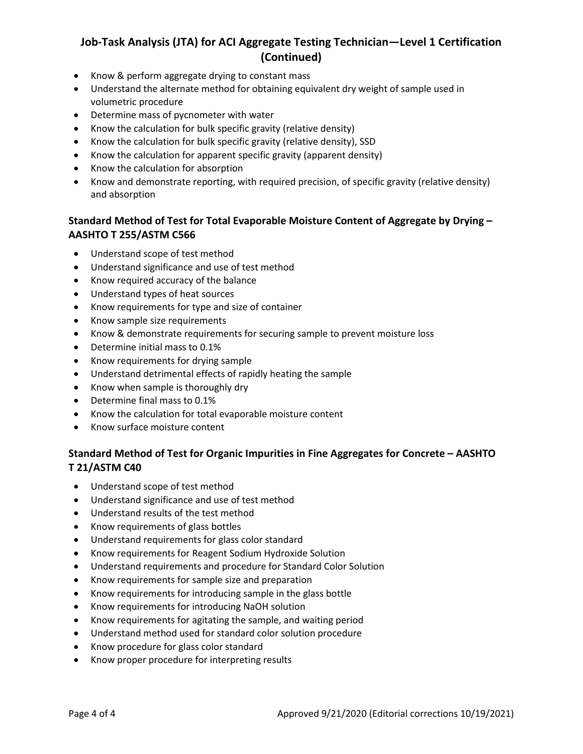# Job-Task Analysis (JTA) for ACI Aggregate Testing Technician—Level 1 Certification (Continued)

- Know & perform aggregate drying to constant mass
- Understand the alternate method for obtaining equivalent dry weight of sample used in volumetric procedure
- Determine mass of pycnometer with water
- Know the calculation for bulk specific gravity (relative density)
- Know the calculation for bulk specific gravity (relative density), SSD
- Know the calculation for apparent specific gravity (apparent density)
- Know the calculation for absorption
- Know and demonstrate reporting, with required precision, of specific gravity (relative density) and absorption

## Standard Method of Test for Total Evaporable Moisture Content of Aggregate by Drying – AASHTO T 255/ASTM C566

- Understand scope of test method
- Understand significance and use of test method
- Know required accuracy of the balance
- Understand types of heat sources
- Know requirements for type and size of container
- Know sample size requirements
- Know & demonstrate requirements for securing sample to prevent moisture loss
- Determine initial mass to 0.1%
- Know requirements for drying sample
- Understand detrimental effects of rapidly heating the sample
- Know when sample is thoroughly dry
- Determine final mass to 0.1%
- Know the calculation for total evaporable moisture content
- Know surface moisture content

## Standard Method of Test for Organic Impurities in Fine Aggregates for Concrete – AASHTO T 21/ASTM C40

- Understand scope of test method
- Understand significance and use of test method
- Understand results of the test method
- Know requirements of glass bottles
- Understand requirements for glass color standard
- Know requirements for Reagent Sodium Hydroxide Solution
- Understand requirements and procedure for Standard Color Solution
- Know requirements for sample size and preparation
- Know requirements for introducing sample in the glass bottle
- Know requirements for introducing NaOH solution
- Know requirements for agitating the sample, and waiting period
- Understand method used for standard color solution procedure
- Know procedure for glass color standard
- Know proper procedure for interpreting results

Approved 9/21/2020 (Editorial corrections 10/19/2021)